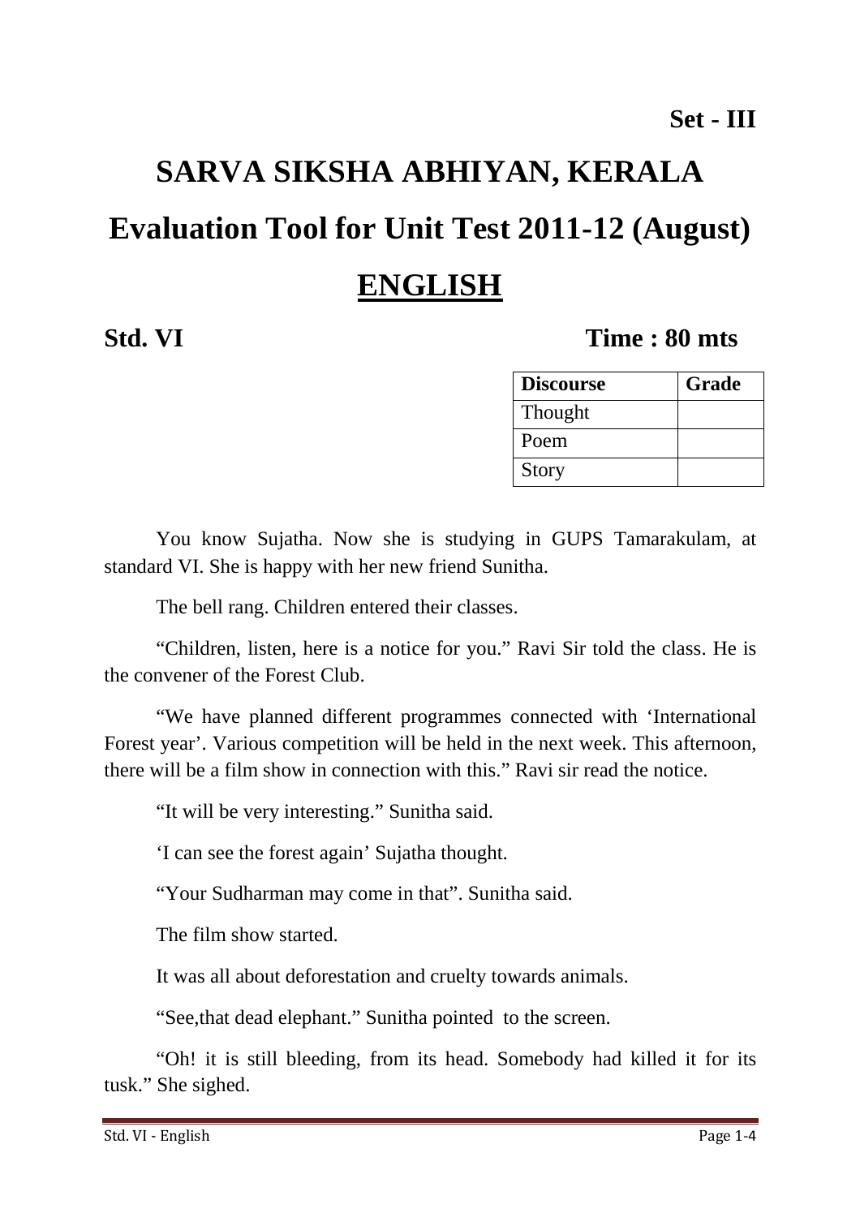**Set - III**

# SARVA SIKSHA ABHIYAN, KERALA

# Evaluation Tool for Unit Test 2011-12 (August)

# ENGLISH

**Std. VI** **Time : 80 mts**

| Discourse | Grade |
|---|---|
| Thought | |
| Poem | |
| Story | |

You know Sujatha. Now she is studying in GUPS Tamarakulam, at standard VI. She is happy with her new friend Sunitha.

The bell rang. Children entered their classes.

"Children, listen, here is a notice for you." Ravi Sir told the class. He is the convener of the Forest Club.

"We have planned different programmes connected with 'International Forest year'. Various competition will be held in the next week. This afternoon, there will be a film show in connection with this." Ravi sir read the notice.

"It will be very interesting." Sunitha said.

'I can see the forest again' Sujatha thought.

"Your Sudharman may come in that". Sunitha said.

The film show started.

It was all about deforestation and cruelty towards animals.

"See,that dead elephant." Sunitha pointed to the screen.

"Oh! it is still bleeding, from its head. Somebody had killed it for its tusk." She sighed.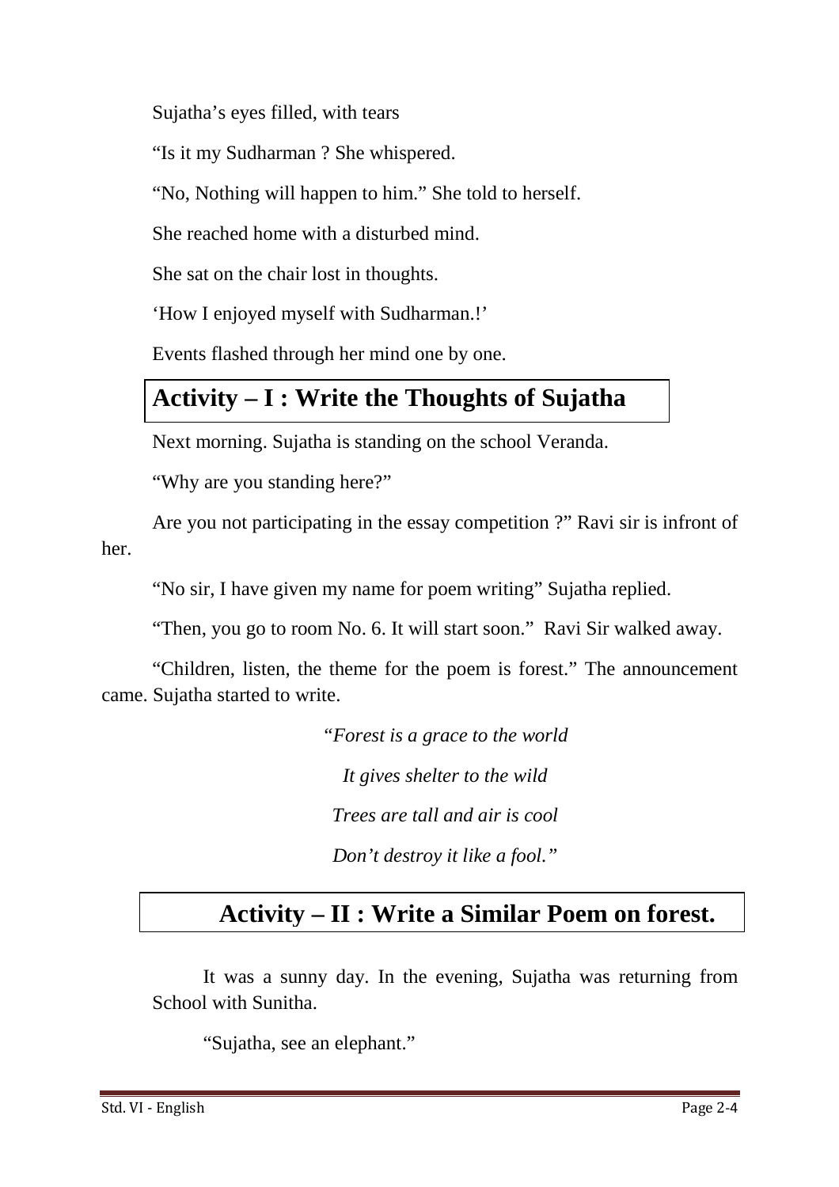Sujatha’s eyes filled, with tears

“Is it my Sudharman ? She whispered.

“No, Nothing will happen to him.” She told to herself.

She reached home with a disturbed mind.

She sat on the chair lost in thoughts.

‘How I enjoyed myself with Sudharman.!’

Events flashed through her mind one by one.

## Activity – I : Write the Thoughts of Sujatha

Next morning. Sujatha is standing on the school Veranda.

“Why are you standing here?”

Are you not participating in the essay competition ?” Ravi sir is infront of her.

“No sir, I have given my name for poem writing” Sujatha replied.

“Then, you go to room No. 6. It will start soon.” Ravi Sir walked away.

“Children, listen, the theme for the poem is forest.” The announcement came. Sujatha started to write.

*“Forest is a grace to the world*

*It gives shelter to the wild*

*Trees are tall and air is cool*

*Don’t destroy it like a fool.”*

## Activity – II : Write a Similar Poem on forest.

It was a sunny day. In the evening, Sujatha was returning from School with Sunitha.

“Sujatha, see an elephant.”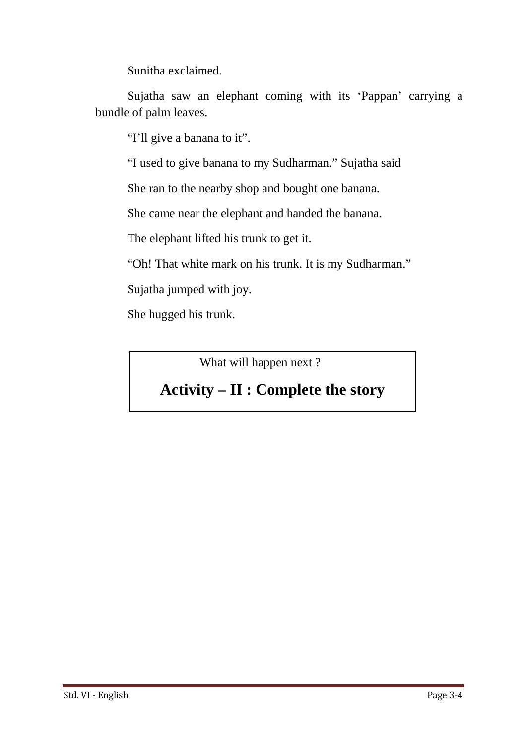Sunitha exclaimed.

Sujatha saw an elephant coming with its ‘Pappan’ carrying a bundle of palm leaves.

“I’ll give a banana to it”.

“I used to give banana to my Sudharman.” Sujatha said

She ran to the nearby shop and bought one banana.

She came near the elephant and handed the banana.

The elephant lifted his trunk to get it.

“Oh! That white mark on his trunk. It is my Sudharman.”

Sujatha jumped with joy.

She hugged his trunk.

What will happen next ?

**Activity – II : Complete the story**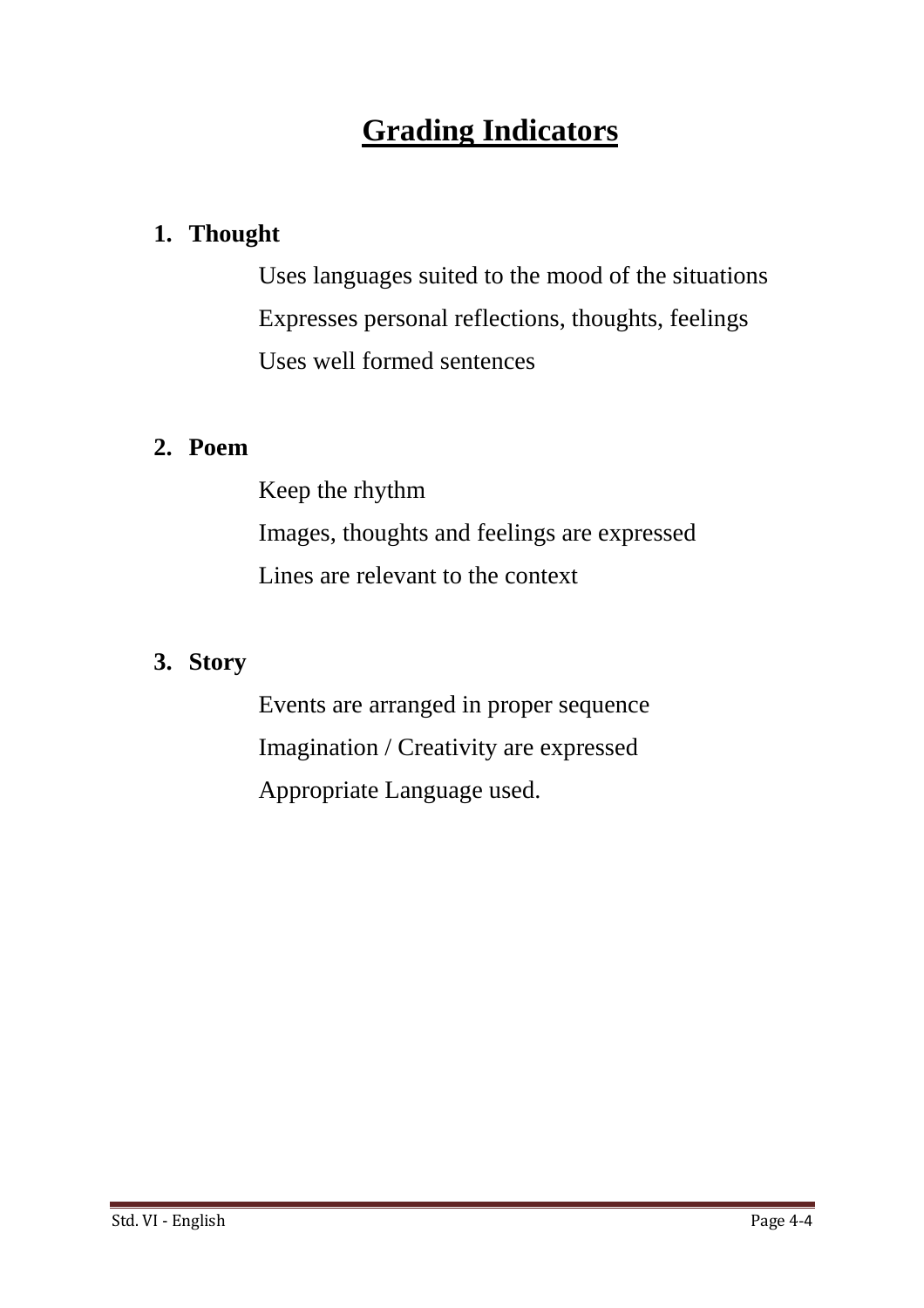# Grading Indicators

1. **Thought**

   Uses languages suited to the mood of the situations

   Expresses personal reflections, thoughts, feelings

   Uses well formed sentences

2. **Poem**

   Keep the rhythm

   Images, thoughts and feelings are expressed

   Lines are relevant to the context

3. **Story**

   Events are arranged in proper sequence

   Imagination / Creativity are expressed

   Appropriate Language used.